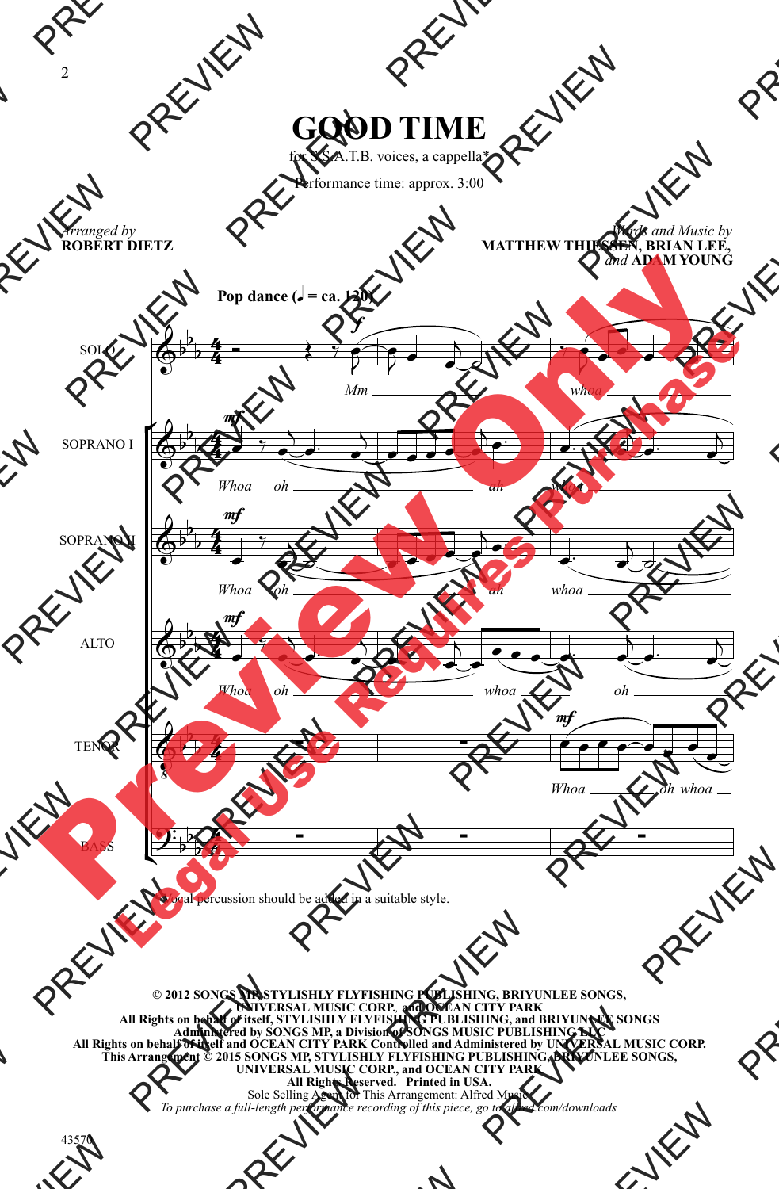# GOOD TIME

for S.S.A.T.B. voices, a cappella*

Performance time: approx. 3:00

*Arranged by*
**ROBERT DIETZ**

*Words and Music by*
**MATTHEW THIESSEN, BRIAN LEE,**
*and* **ADAM YOUNG**

**Pop dance (♩ = ca. 120)**

SOLO: *Mm* — *whoa*

SOPRANO I: *Whoa oh* — *ah* — *whoa*

SOPRANO II: *Whoa oh* — *ah* *whoa*

ALTO: *Whoa oh* — *whoa* — *oh*

TENOR: *Whoa* — *oh whoa*

BASS

*Vocal percussion should be added in a suitable style.

**© 2012 SONGS MP, STYLISHLY FLYFISHING PUBLISHING, BRIYUNLEE SONGS, UNIVERSAL MUSIC CORP., and OCEAN CITY PARK**
**All Rights on behalf of itself, STYLISHLY FLYFISHING PUBLISHING, and BRIYUNLEE SONGS Administered by SONGS MP, a Division of SONGS MUSIC PUBLISHING LLC**
**All Rights on behalf of itself and OCEAN CITY PARK Controlled and Administered by UNIVERSAL MUSIC CORP.**
**This Arrangement © 2015 SONGS MP, STYLISHLY FLYFISHING PUBLISHING, BRIYUNLEE SONGS, UNIVERSAL MUSIC CORP., and OCEAN CITY PARK**
**All Rights Reserved. Printed in USA.**
Sole Selling Agent for This Arrangement: Alfred Music
*To purchase a full-length performance recording of this piece, go to alfred.com/downloads*

43570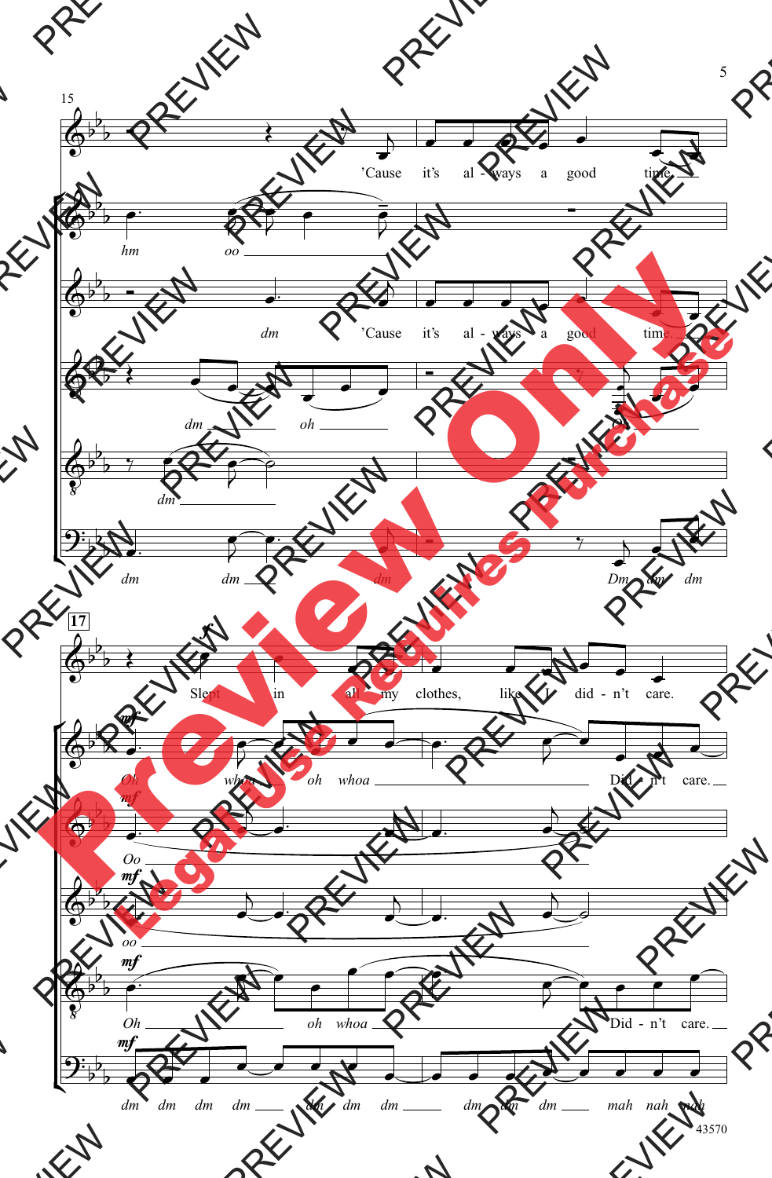15

'Cause it's al - ways a good time.

hm oo

dm 'Cause it's al - ways a good time.

dm oh

dm

dm dm dm Dm dm dm

17

Slept in all my clothes, like I did - n't care.

*mf* Oh whoa oh whoa Did - n't care.

*mf* Oo

*mf* oo

*mf* Oh oh whoa Did - n't care.

*mf* dm dm dm dm dm dm dm dm dm dm mah nah nah

43570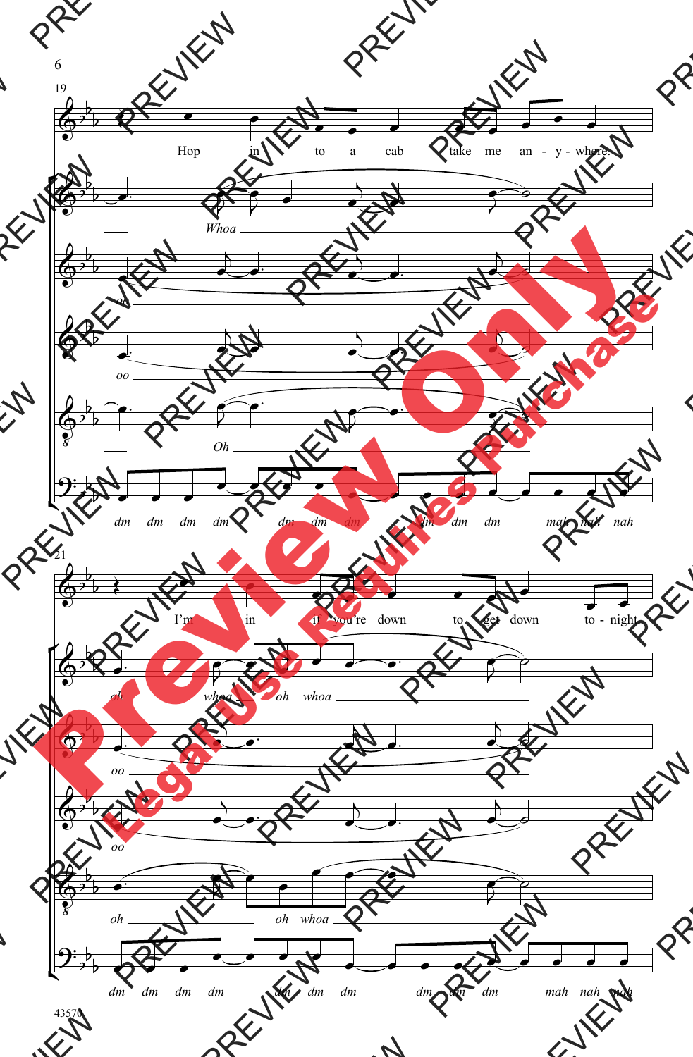19

Hop in to a cab take me an - y - where.

Whoa

oo

oo

Oh

dm dm dm dm dm dm dm dm dm dm mah nah nah

21

I'm in if you're down to get down to - night

oh whoa oh whoa

oo

oo

oh oh whoa

dm dm dm dm dm dm dm dm dm dm mah nah nah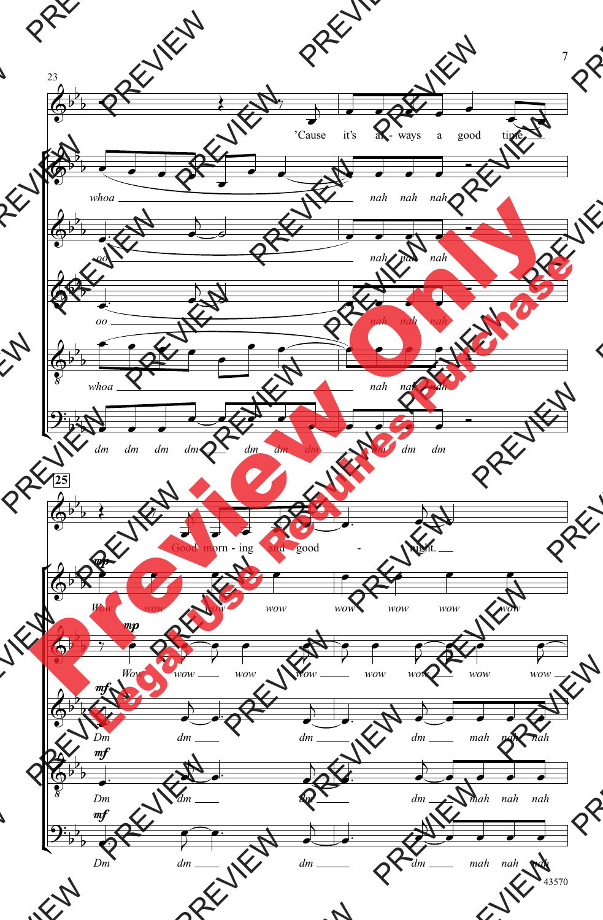23

'Cause it's al - ways a good time

whoa nah nah nah

oo nah nah nah

oo nah nah nah

whoa nah nah nah

dm dm dm dm dm dm dm dm dm dm

25

Good morn - ing and good - night.

*mp*

Wow wow wow wow wow wow wow wow

*mp*

Wow wow wow wow wow wow wow wow

*mf*

Dm dm dm dm mah nah nah

*mf*

Dm dm dm dm mah nah nah

*mf*

Dm dm dm dm mah nah nah

43570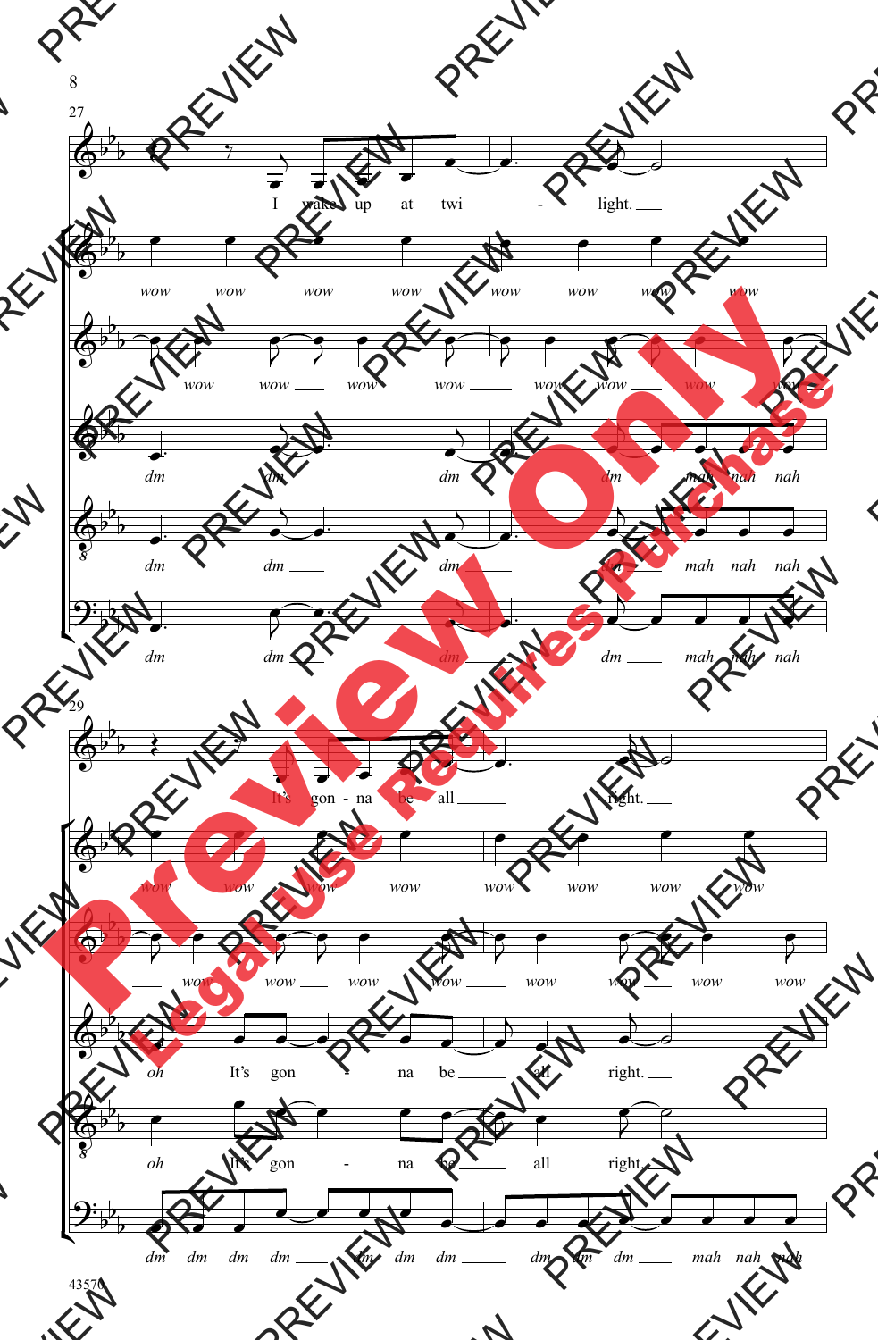27

I wake up at twi - light.

wow wow wow wow wow wow wow wow

wow wow wow wow wow wow wow wow

dm dm dm dm mah nah nah

dm dm dm dm mah nah nah

dm dm dm dm mah nah nah

29

It's gon - na be all right.

wow wow wow wow wow wow wow wow

wow wow wow wow wow wow wow

oh It's gon - na be all right.

oh It's gon - na be all right.

dm dm dm dm dm dm dm dm dm dm mah nah nah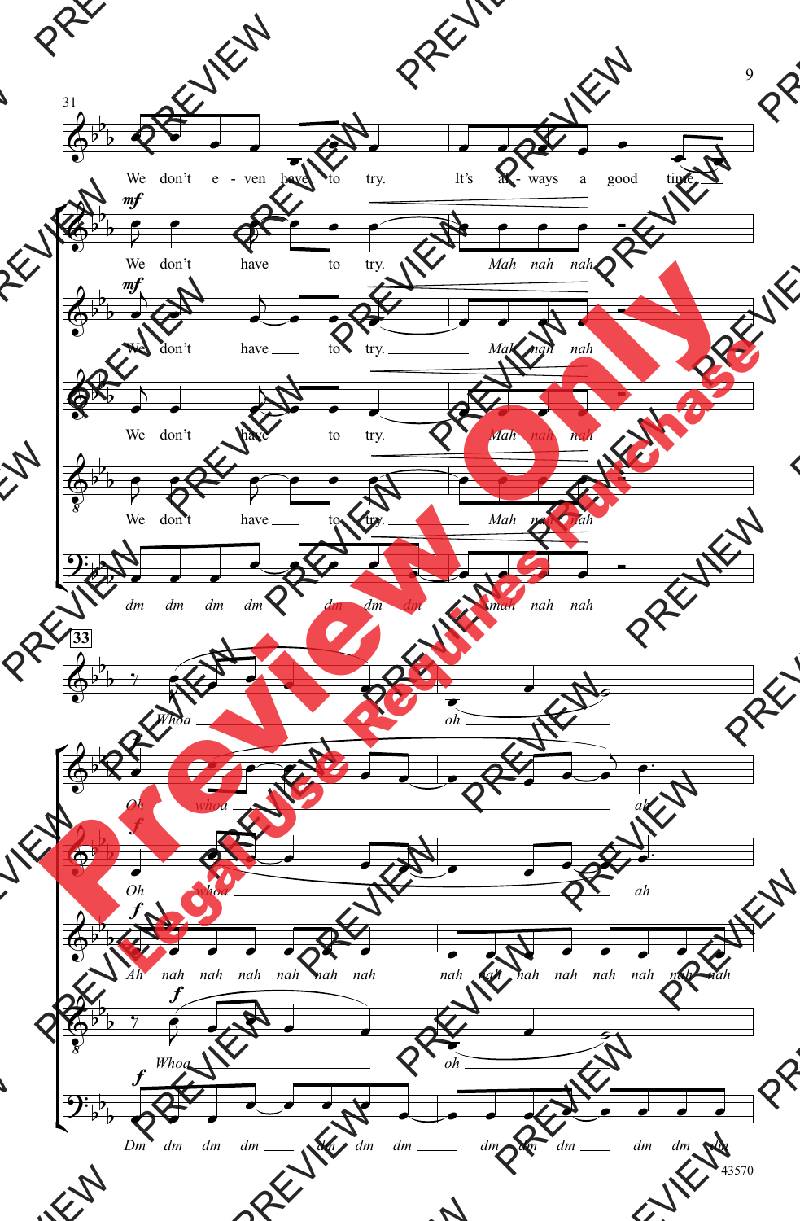31

We don't e - ven have to try. It's al - ways a good time

*mf*
We don't have to try. *Mah nah nah*

*mf*
We don't have to try. *Mah nah nah*

We don't have to try. *Mah nah nah*

We don't have to try. *Mah nah nah*

*dm dm dm dm dm dm dm mah nah nah*

33

*Whoa oh*

*Oh whoa ah*

*f*
*Oh whoa ah*

*f*
*Ah nah nah nah nah nah nah nah nah nah nah nah nah nah nah*

*f*
*Whoa oh*

*f*
*Dm dm dm dm dm dm dm dm dm dm dm dm dm*

43570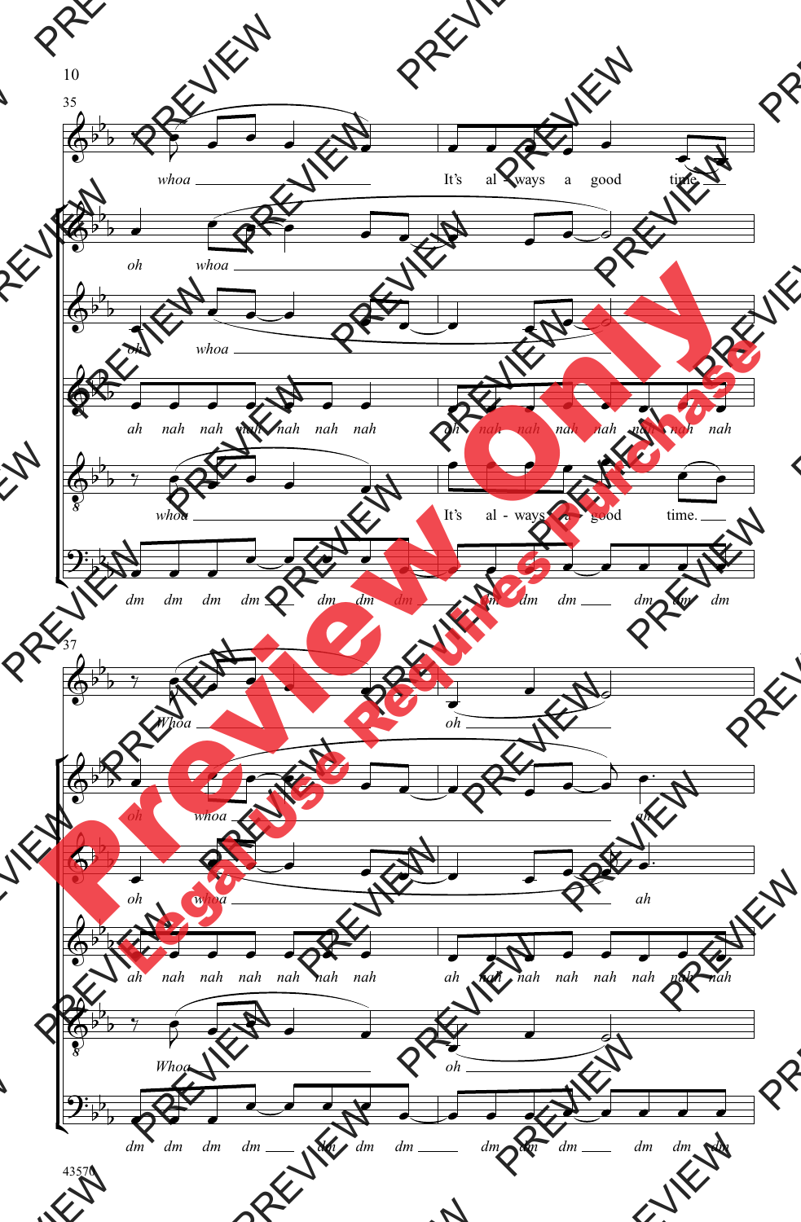35

whoa It's al - ways a good time.

oh whoa

oh whoa

ah nah nah nah nah nah nah ah nah nah nah nah nah nah nah

whoa It's al - ways a good time.

dm dm dm dm dm dm dm dm dm dm dm dm dm

37

Whoa oh

oh whoa ah

oh whoa ah

ah nah nah nah nah nah nah ah nah nah nah nah nah nah nah

Whoa oh

dm dm dm dm dm dm dm dm dm dm dm dm dm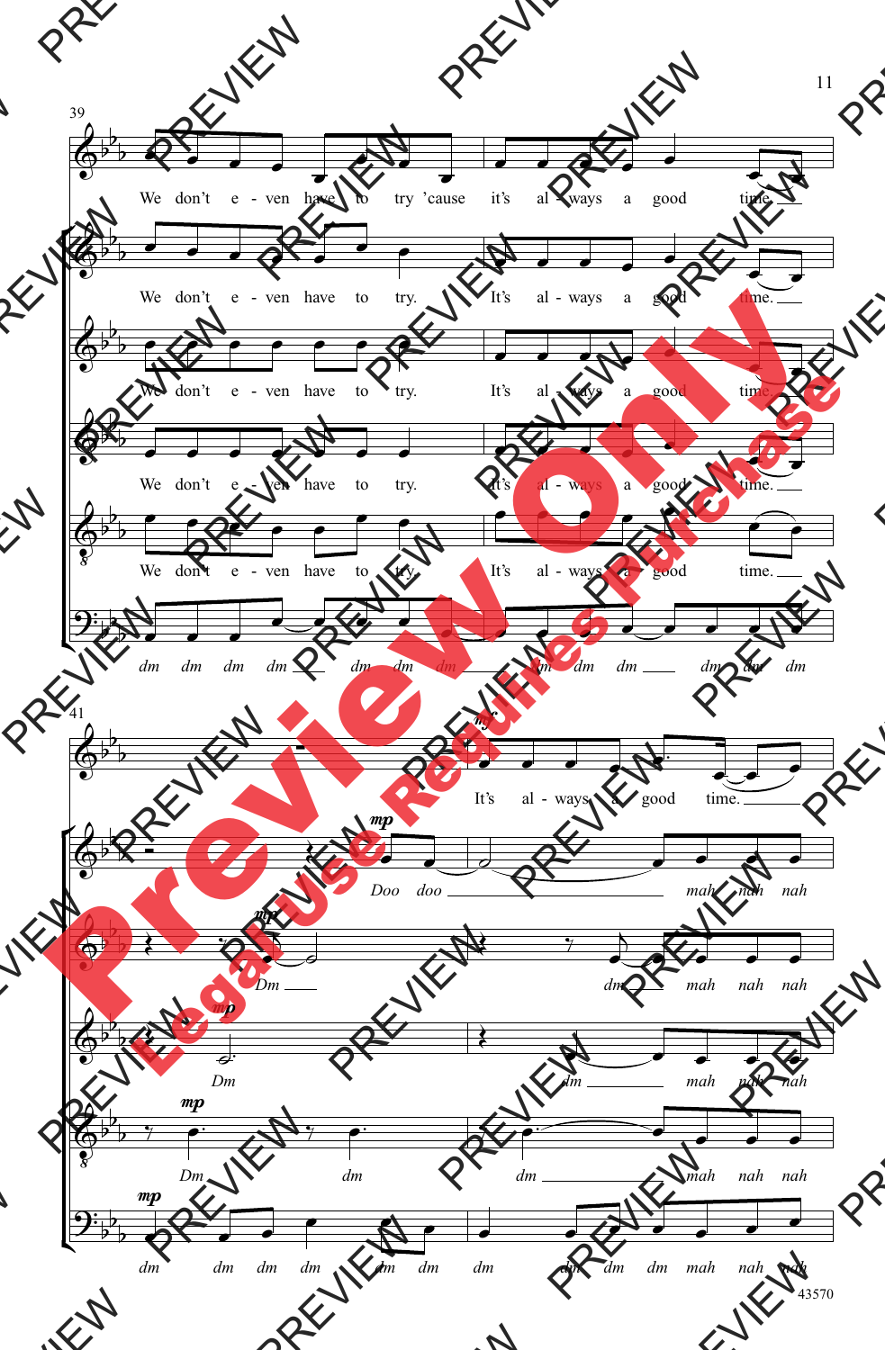39

We don't e - ven have to try 'cause it's al - ways a good time.

We don't e - ven have to try. It's al - ways a good time.

We don't e - ven have to try. It's al - ways a good time.

We don't e - ven have to try. It's al - ways a good time.

We don't e - ven have to try. It's al - ways a good time.

*dm dm dm dm dm dm dm dm dm dm dm dm dm*

41

*mf*

It's al - ways a good time.

*mp*

*Doo doo mah nah nah*

*mp*

*Dm dm mah nah nah*

*mp*

*Dm dm mah nah nah*

*mp*

*Dm dm dm mah nah nah*

*mp*

*dm dm dm dm dm dm dm dm dm dm mah nah nah*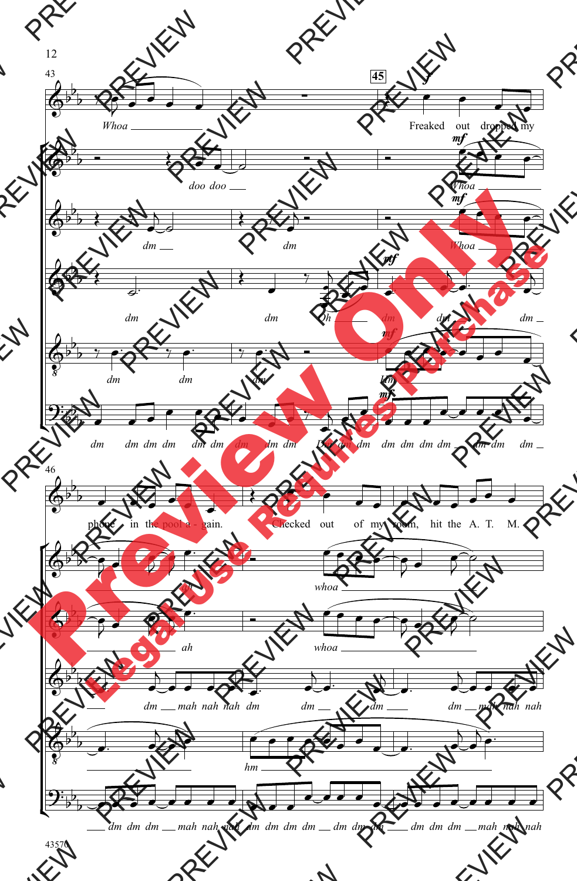**43**

*Whoa* — Freaked out dropped my

*doo doo* — *Whoa*

*dm* — *dm* — *Whoa*

*dm* — *dm* — *Oh* — *dm* — *dm* — *dm*

*dm* — *dm* — *dm* — *Hm*

*dm dm dm dm* — *dm dm* — *dm* — *dm dm* — *Dm dm dm* — *dm dm dm dm* — *dm dm* — *dm*

**45**

**46**

phone in the pool a - gain. Checked out of my room, hit the A. T. M.

*ah* — *whoa*

*ah* — *whoa*

*dm* — *mah nah nah dm* — *dm* — *dm* — *dm* — *mah nah nah*

*hm*

*dm dm dm* — *mah nah nah* — *dm dm dm dm* — *dm dm dm* — *dm dm dm* — *mah nah nah*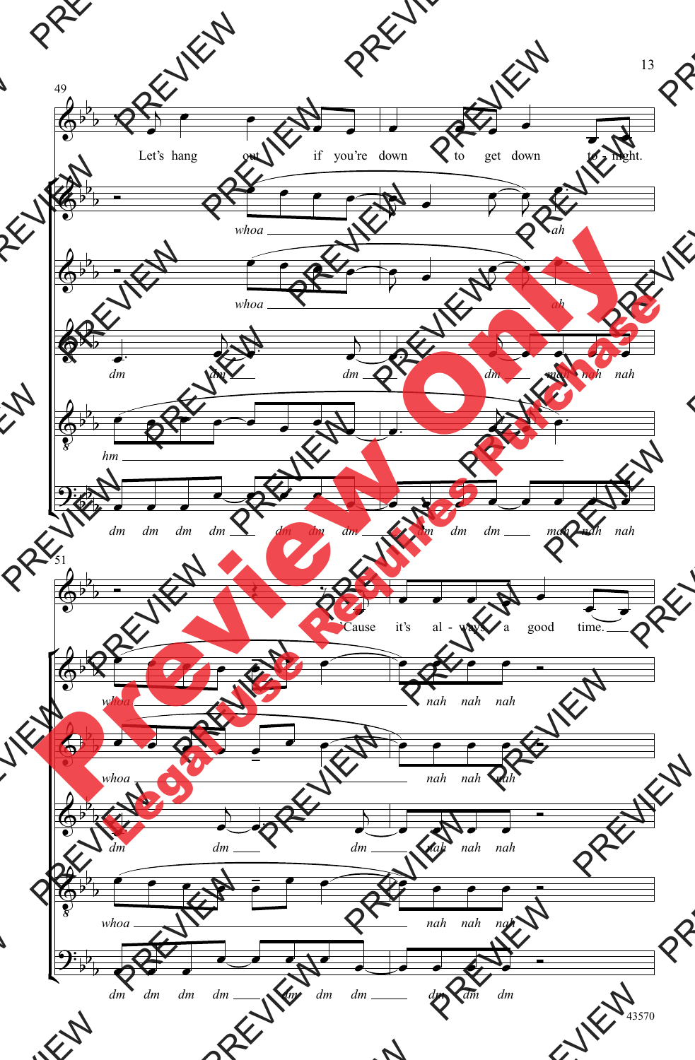49

Let's hang out if you're down to get down to - night.

whoa ah

whoa ah

dm dm dm dm mah nah nah

hm

dm dm dm dm dm dm dm dm dm dm mah nah nah

51

'Cause it's al - ways a good time.

whoa nah nah nah

whoa nah nah nah

dm dm dm nah nah nah

whoa nah nah nah

dm dm dm dm dm dm dm dm dm dm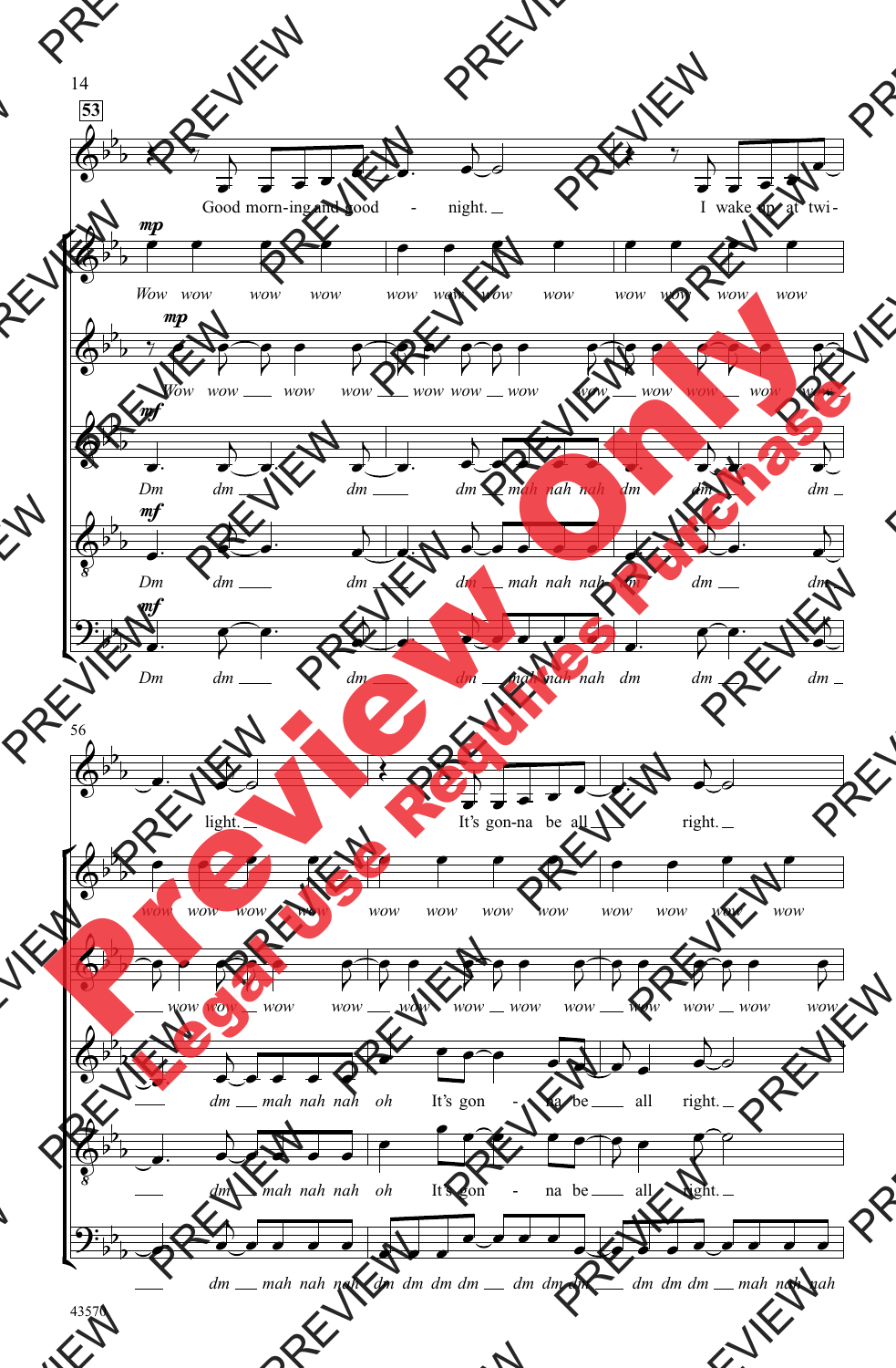53

Good morn-ing and good - night. I wake up at twi-

*mp*

Wow wow wow wow wow wow wow wow wow wow wow wow

*mp*

Wow wow wow wow wow wow wow wow wow wow wow wow wow wow

*mf*

Dm dm dm dm mah nah nah dm dm dm

*mf*

Dm dm dm dm mah nah nah dm dm dm

*mf*

Dm dm dm dm mah nah nah dm dm dm

56

light. It's gon-na be all right.

wow wow wow wow wow wow wow wow wow wow wow wow

wow wow wow wow wow wow wow wow wow wow wow

dm mah nah nah oh It's gon - na be all right.

dm mah nah nah oh It's gon - na be all right.

dm mah nah nah dm dm dm dm dm dm dm dm dm dm mah nah nah

43570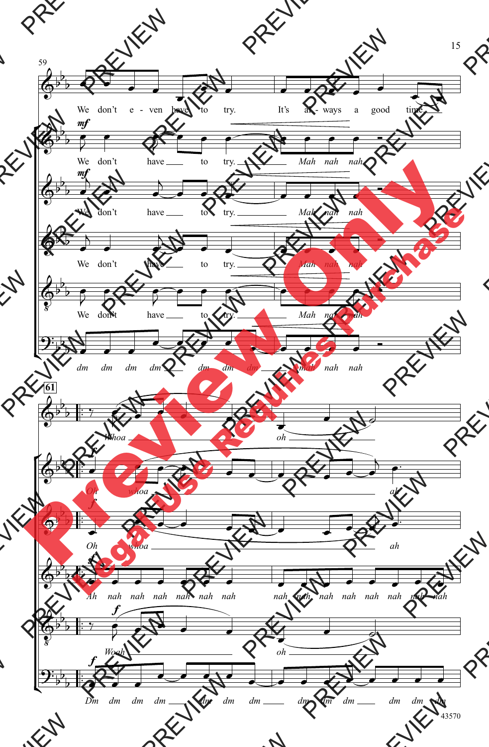59

We don't e - ven have to try. It's al - ways a good time

*mf*
We don't have to try. *Mah nah nah*

*mf*
We don't have to try. *Mah nah nah*

We don't have to try. *Mah nah nah*

We don't have to try. *Mah nah nah*

*dm dm dm dm dm dm dm mah nah nah*

61

*Whoa oh*

*f*
*Oh whoa ah*

*f*
*Oh whoa ah*

*f*
*Ah nah nah nah nah nah nah nah nah nah nah nah nah nah nah*

*f*
*Woah oh*

*f*
*Dm dm dm dm dm dm dm dm dm dm dm dm dm*

43570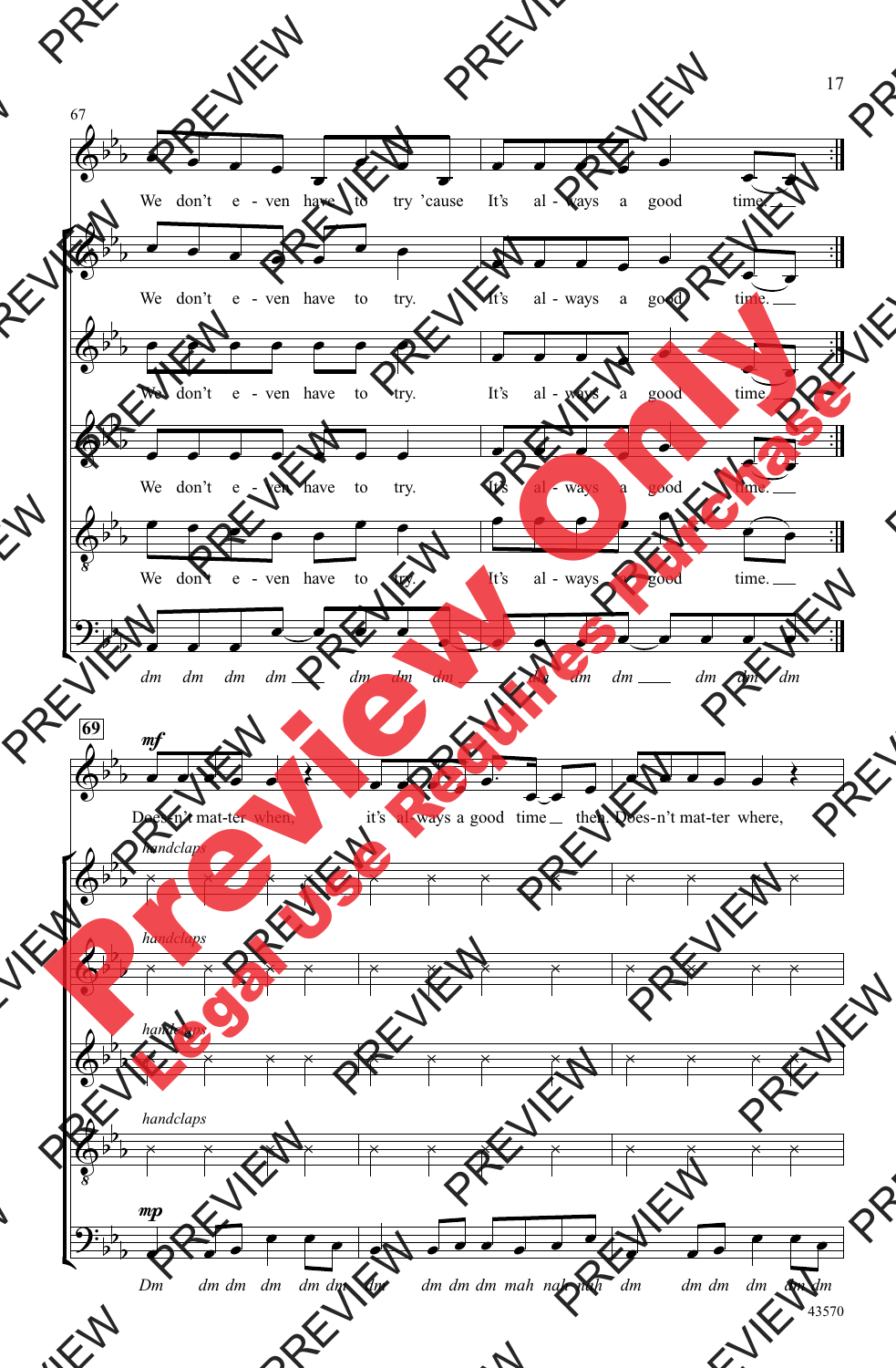67

We don't e - ven have to try 'cause It's al - ways a good time.

We don't e - ven have to try. It's al - ways a good time.

We don't e - ven have to try. It's al - ways a good time.

We don't e - ven have to try. It's al - ways a good time.

We don't e - ven have to try. It's al - ways a good time.

*dm dm dm dm dm dm dm dm dm dm dm dm dm*

69

*mf*

Does-n't mat-ter when, it's al-ways a good time then. Does-n't mat-ter where,

*handclaps*

*handclaps*

*handclaps*

*handclaps*

*mp*

*Dm dm dm dm dm dm dm dm dm dm mah nah nah dm dm dm dm dm dm*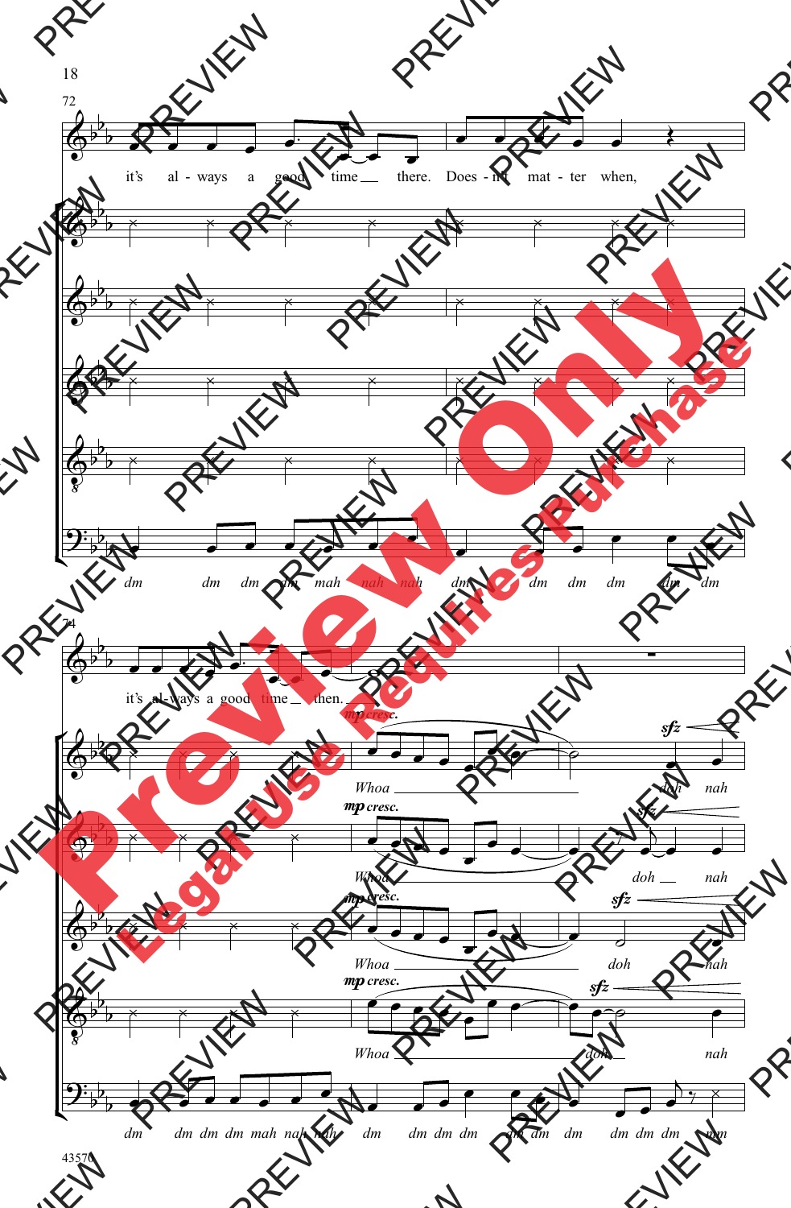72

it's al - ways a good time there. Does - n't mat - ter when,

dm dm dm dm mah nah nah dm dm dm dm dm dm

74

it's al-ways a good time then.

*mp cresc.*

Whoa doh nah

*sfz*

Whoa doh nah

Whoa doh nah

Whoa doh nah

dm dm dm dm mah nah nah dm dm dm dm dm dm dm dm dm mm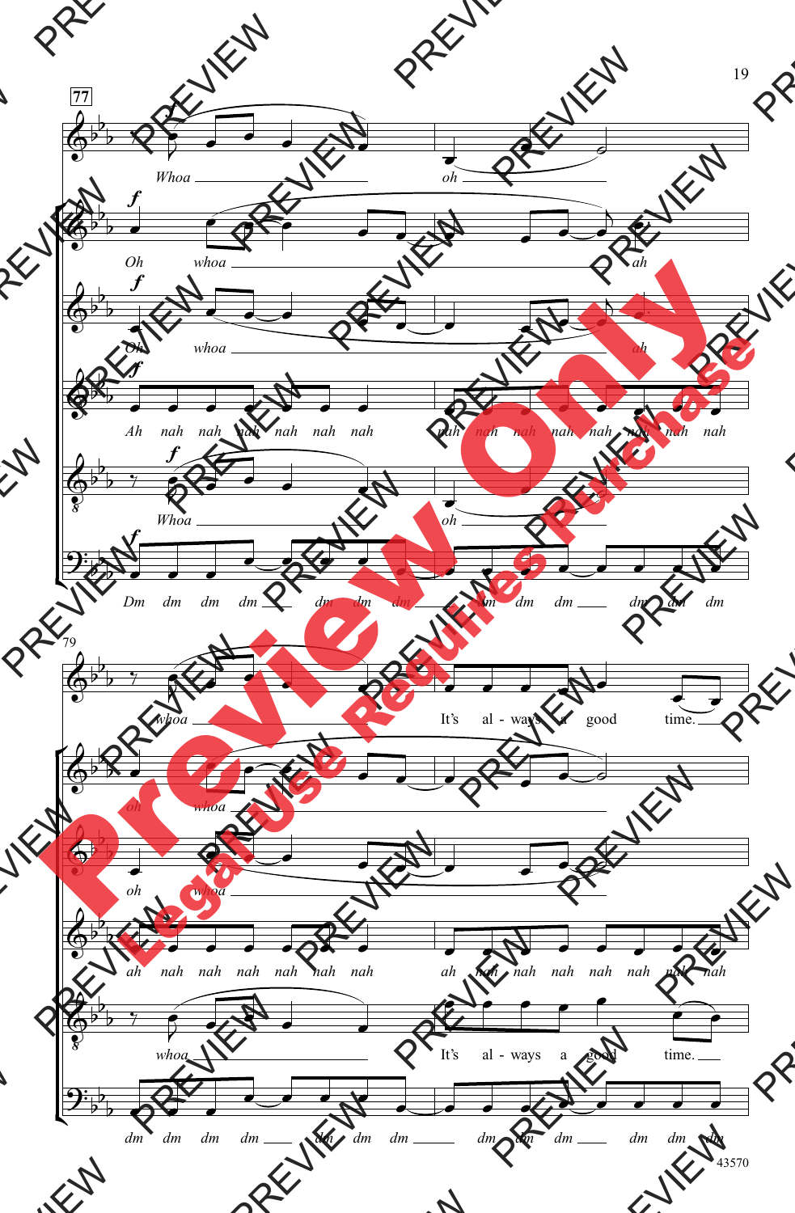77

*Whoa* *oh*

**f** *Oh* *whoa* *ah*

**f** *Oh* *whoa* *ah*

**f** *Ah nah nah nah nah nah nah nah nah nah nah nah nah nah nah*

**f** *Whoa* *oh*

**f** *Dm dm dm dm dm dm dm dm dm dm dm dm dm*

79

*whoa* *It's al - ways a good time.*

*oh* *whoa*

*oh* *whoa*

*ah nah nah nah nah nah nah ah nah nah nah nah nah nah nah*

*whoa* *It's al - ways a good time.*

*dm dm dm dm dm dm dm dm dm dm dm dm dm*